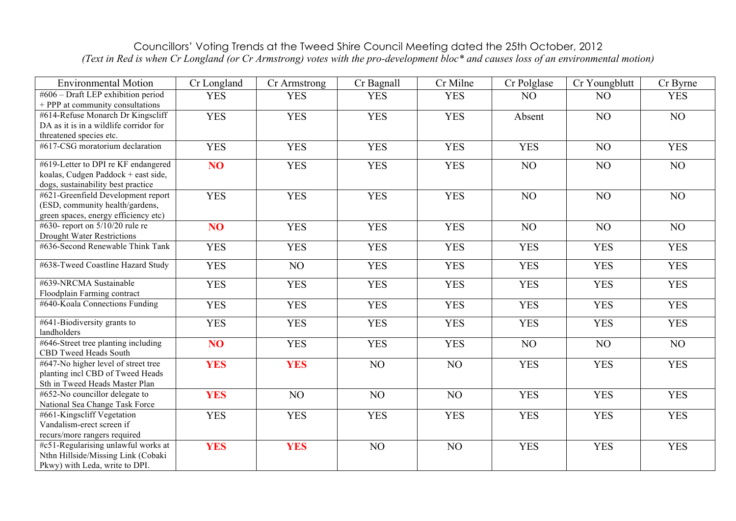# Councillors' Voting Trends at the Tweed Shire Council Meeting dated the 25th October, 2012

*(Text in Red is when Cr Longland (or Cr Armstrong) votes with the pro-development bloc* and causes loss of an environmental motion)*

| Environmental Motion | Cr Longland | Cr Armstrong | Cr Bagnall | Cr Milne | Cr Polglase | Cr Youngblutt | Cr Byrne |
|---|---|---|---|---|---|---|---|
| #606 – Draft LEP exhibition period + PPP at community consultations | YES | YES | YES | YES | NO | NO | YES |
| #614-Refuse Monarch Dr Kingscliff DA as it is in a wildlife corridor for threatened species etc. | YES | YES | YES | YES | Absent | NO | NO |
| #617-CSG moratorium declaration | YES | YES | YES | YES | YES | NO | YES |
| #619-Letter to DPI re KF endangered koalas, Cudgen Paddock + east side, dogs, sustainability best practice | **NO** | YES | YES | YES | NO | NO | NO |
| #621-Greenfield Development report (ESD, community health/gardens, green spaces, energy efficiency etc) | YES | YES | YES | YES | NO | NO | NO |
| #630- report on 5/10/20 rule re Drought Water Restrictions | **NO** | YES | YES | YES | NO | NO | NO |
| #636-Second Renewable Think Tank | YES | YES | YES | YES | YES | YES | YES |
| #638-Tweed Coastline Hazard Study | YES | NO | YES | YES | YES | YES | YES |
| #639-NRCMA Sustainable Floodplain Farming contract | YES | YES | YES | YES | YES | YES | YES |
| #640-Koala Connections Funding | YES | YES | YES | YES | YES | YES | YES |
| #641-Biodiversity grants to landholders | YES | YES | YES | YES | YES | YES | YES |
| #646-Street tree planting including CBD Tweed Heads South | **NO** | YES | YES | YES | NO | NO | NO |
| #647-No higher level of street tree planting incl CBD of Tweed Heads Sth in Tweed Heads Master Plan | **YES** | **YES** | NO | NO | YES | YES | YES |
| #652-No councillor delegate to National Sea Change Task Force | **YES** | NO | NO | NO | YES | YES | YES |
| #661-Kingscliff Vegetation Vandalism-erect screen if recurs/more rangers required | YES | YES | YES | YES | YES | YES | YES |
| #c51-Regularising unlawful works at Nthn Hillside/Missing Link (Cobaki Pkwy) with Leda, write to DPI. | **YES** | **YES** | NO | NO | YES | YES | YES |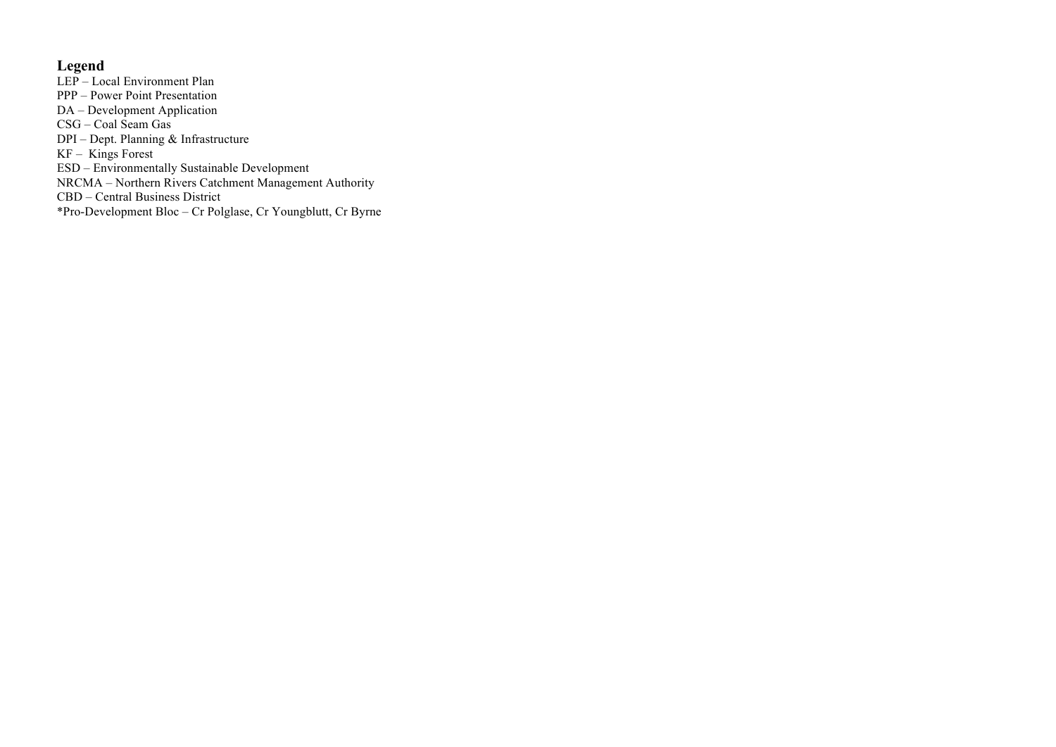## Legend

LEP – Local Environment Plan
PPP – Power Point Presentation
DA – Development Application
CSG – Coal Seam Gas
DPI – Dept. Planning & Infrastructure
KF – Kings Forest
ESD – Environmentally Sustainable Development
NRCMA – Northern Rivers Catchment Management Authority
CBD – Central Business District
*Pro-Development Bloc – Cr Polglase, Cr Youngblutt, Cr Byrne